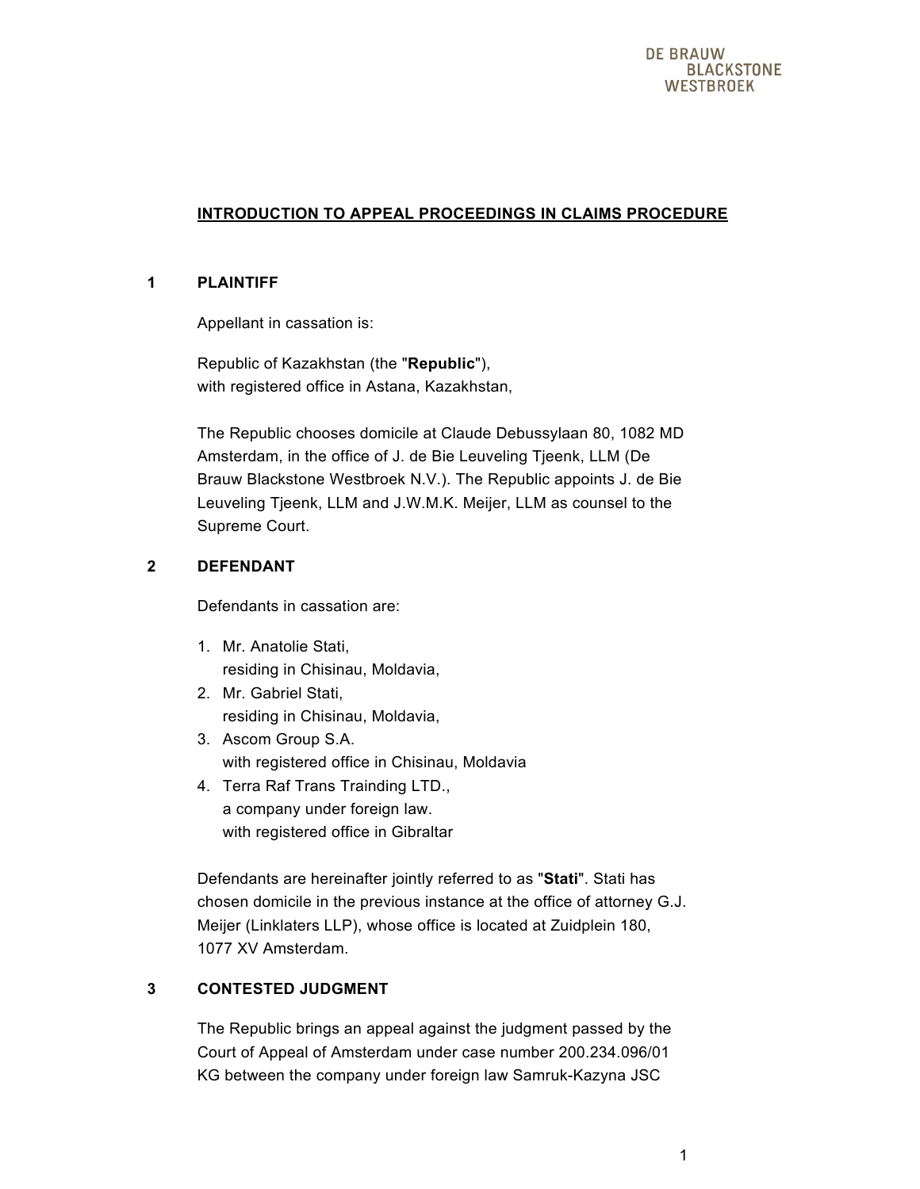## INTRODUCTION TO APPEAL PROCEEDINGS IN CLAIMS PROCEDURE

### 1 PLAINTIFF

Appellant in cassation is:

Republic of Kazakhstan (the "**Republic**"),
with registered office in Astana, Kazakhstan,

The Republic chooses domicile at Claude Debussylaan 80, 1082 MD Amsterdam, in the office of J. de Bie Leuveling Tjeenk, LLM (De Brauw Blackstone Westbroek N.V.). The Republic appoints J. de Bie Leuveling Tjeenk, LLM and J.W.M.K. Meijer, LLM as counsel to the Supreme Court.

### 2 DEFENDANT

Defendants in cassation are:

1. Mr. Anatolie Stati,
   residing in Chisinau, Moldavia,
2. Mr. Gabriel Stati,
   residing in Chisinau, Moldavia,
3. Ascom Group S.A.
   with registered office in Chisinau, Moldavia
4. Terra Raf Trans Trainding LTD.,
   a company under foreign law.
   with registered office in Gibraltar

Defendants are hereinafter jointly referred to as "**Stati**". Stati has chosen domicile in the previous instance at the office of attorney G.J. Meijer (Linklaters LLP), whose office is located at Zuidplein 180, 1077 XV Amsterdam.

### 3 CONTESTED JUDGMENT

The Republic brings an appeal against the judgment passed by the Court of Appeal of Amsterdam under case number 200.234.096/01 KG between the company under foreign law Samruk-Kazyna JSC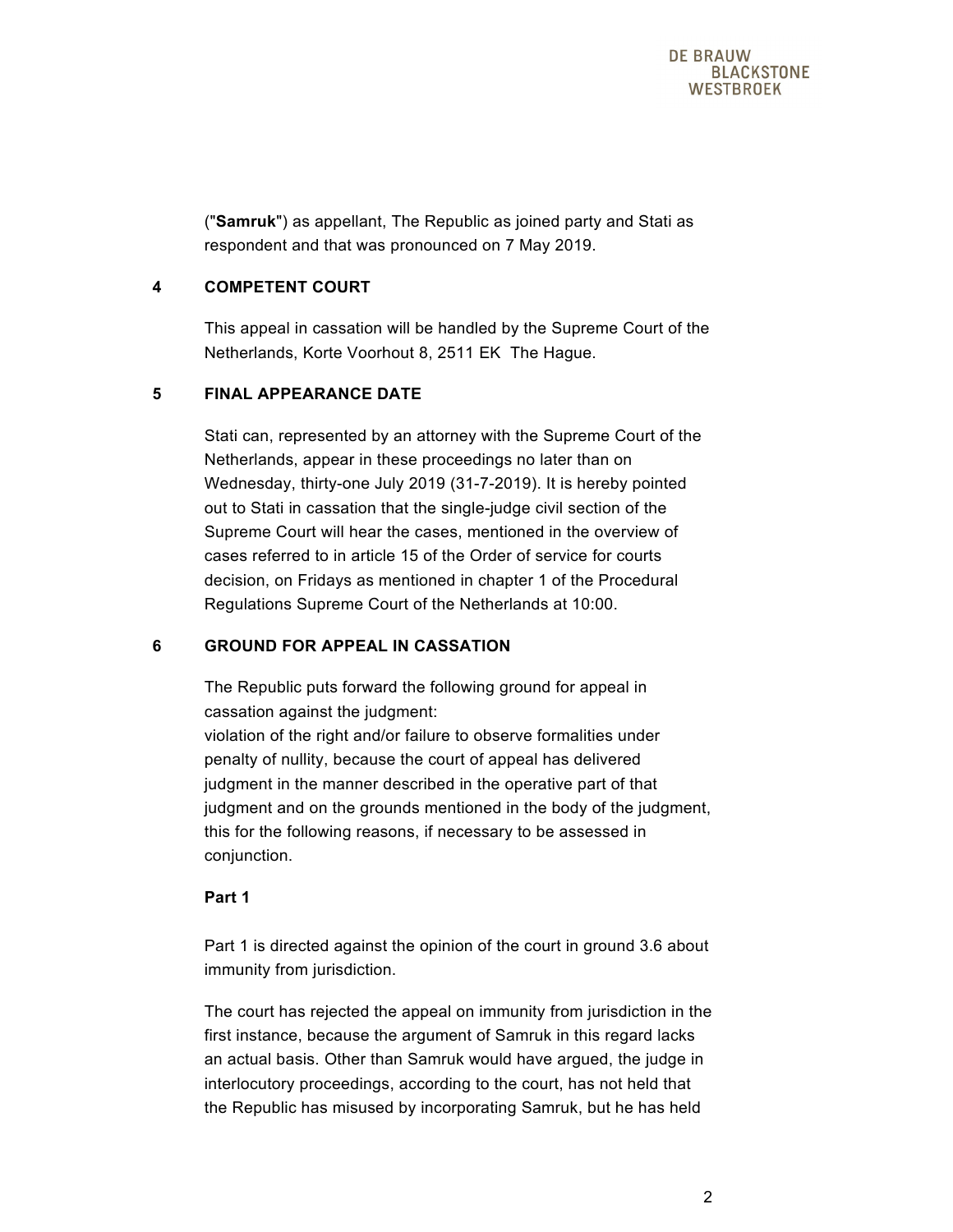("**Samruk**") as appellant, The Republic as joined party and Stati as respondent and that was pronounced on 7 May 2019.

## 4 COMPETENT COURT

This appeal in cassation will be handled by the Supreme Court of the Netherlands, Korte Voorhout 8, 2511 EK The Hague.

## 5 FINAL APPEARANCE DATE

Stati can, represented by an attorney with the Supreme Court of the Netherlands, appear in these proceedings no later than on Wednesday, thirty-one July 2019 (31-7-2019). It is hereby pointed out to Stati in cassation that the single-judge civil section of the Supreme Court will hear the cases, mentioned in the overview of cases referred to in article 15 of the Order of service for courts decision, on Fridays as mentioned in chapter 1 of the Procedural Regulations Supreme Court of the Netherlands at 10:00.

## 6 GROUND FOR APPEAL IN CASSATION

The Republic puts forward the following ground for appeal in cassation against the judgment:
violation of the right and/or failure to observe formalities under penalty of nullity, because the court of appeal has delivered judgment in the manner described in the operative part of that judgment and on the grounds mentioned in the body of the judgment, this for the following reasons, if necessary to be assessed in conjunction.

**Part 1**

Part 1 is directed against the opinion of the court in ground 3.6 about immunity from jurisdiction.

The court has rejected the appeal on immunity from jurisdiction in the first instance, because the argument of Samruk in this regard lacks an actual basis. Other than Samruk would have argued, the judge in interlocutory proceedings, according to the court, has not held that the Republic has misused by incorporating Samruk, but he has held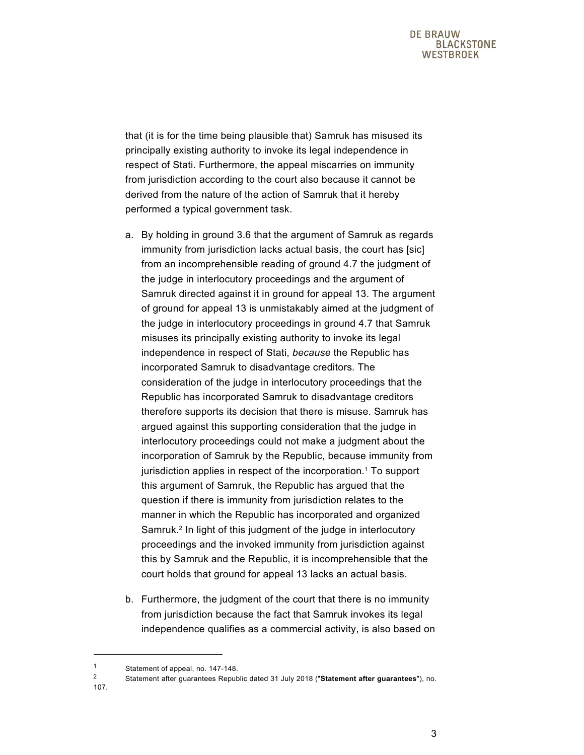that (it is for the time being plausible that) Samruk has misused its principally existing authority to invoke its legal independence in respect of Stati. Furthermore, the appeal miscarries on immunity from jurisdiction according to the court also because it cannot be derived from the nature of the action of Samruk that it hereby performed a typical government task.

a. By holding in ground 3.6 that the argument of Samruk as regards immunity from jurisdiction lacks actual basis, the court has [sic] from an incomprehensible reading of ground 4.7 the judgment of the judge in interlocutory proceedings and the argument of Samruk directed against it in ground for appeal 13. The argument of ground for appeal 13 is unmistakably aimed at the judgment of the judge in interlocutory proceedings in ground 4.7 that Samruk misuses its principally existing authority to invoke its legal independence in respect of Stati, *because* the Republic has incorporated Samruk to disadvantage creditors. The consideration of the judge in interlocutory proceedings that the Republic has incorporated Samruk to disadvantage creditors therefore supports its decision that there is misuse. Samruk has argued against this supporting consideration that the judge in interlocutory proceedings could not make a judgment about the incorporation of Samruk by the Republic, because immunity from jurisdiction applies in respect of the incorporation.[1] To support this argument of Samruk, the Republic has argued that the question if there is immunity from jurisdiction relates to the manner in which the Republic has incorporated and organized Samruk.[2] In light of this judgment of the judge in interlocutory proceedings and the invoked immunity from jurisdiction against this by Samruk and the Republic, it is incomprehensible that the court holds that ground for appeal 13 lacks an actual basis.

b. Furthermore, the judgment of the court that there is no immunity from jurisdiction because the fact that Samruk invokes its legal independence qualifies as a commercial activity, is also based on

---

[1] Statement of appeal, no. 147-148.

[2] Statement after guarantees Republic dated 31 July 2018 ("**Statement after guarantees**"), no. 107.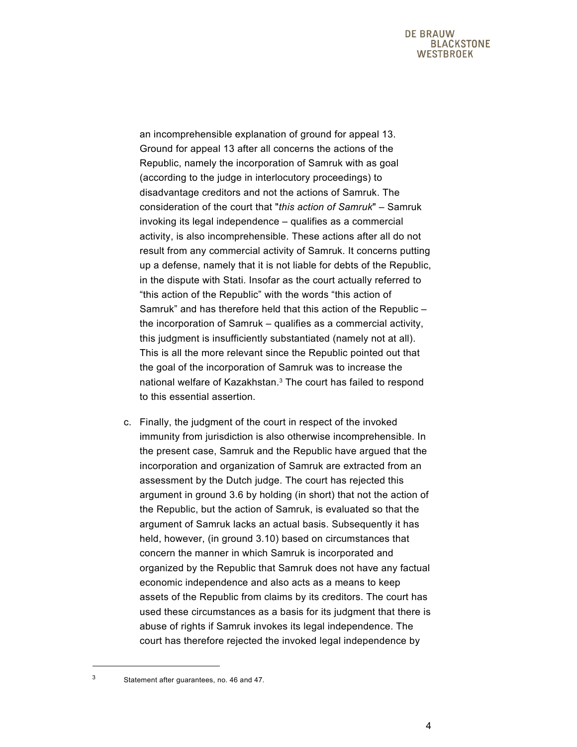an incomprehensible explanation of ground for appeal 13. Ground for appeal 13 after all concerns the actions of the Republic, namely the incorporation of Samruk with as goal (according to the judge in interlocutory proceedings) to disadvantage creditors and not the actions of Samruk. The consideration of the court that "*this action of Samruk*" – Samruk invoking its legal independence – qualifies as a commercial activity, is also incomprehensible. These actions after all do not result from any commercial activity of Samruk. It concerns putting up a defense, namely that it is not liable for debts of the Republic, in the dispute with Stati. Insofar as the court actually referred to "this action of the Republic" with the words "this action of Samruk" and has therefore held that this action of the Republic – the incorporation of Samruk – qualifies as a commercial activity, this judgment is insufficiently substantiated (namely not at all). This is all the more relevant since the Republic pointed out that the goal of the incorporation of Samruk was to increase the national welfare of Kazakhstan.[3] The court has failed to respond to this essential assertion.

c. Finally, the judgment of the court in respect of the invoked immunity from jurisdiction is also otherwise incomprehensible. In the present case, Samruk and the Republic have argued that the incorporation and organization of Samruk are extracted from an assessment by the Dutch judge. The court has rejected this argument in ground 3.6 by holding (in short) that not the action of the Republic, but the action of Samruk, is evaluated so that the argument of Samruk lacks an actual basis. Subsequently it has held, however, (in ground 3.10) based on circumstances that concern the manner in which Samruk is incorporated and organized by the Republic that Samruk does not have any factual economic independence and also acts as a means to keep assets of the Republic from claims by its creditors. The court has used these circumstances as a basis for its judgment that there is abuse of rights if Samruk invokes its legal independence. The court has therefore rejected the invoked legal independence by

---

[3] Statement after guarantees, no. 46 and 47.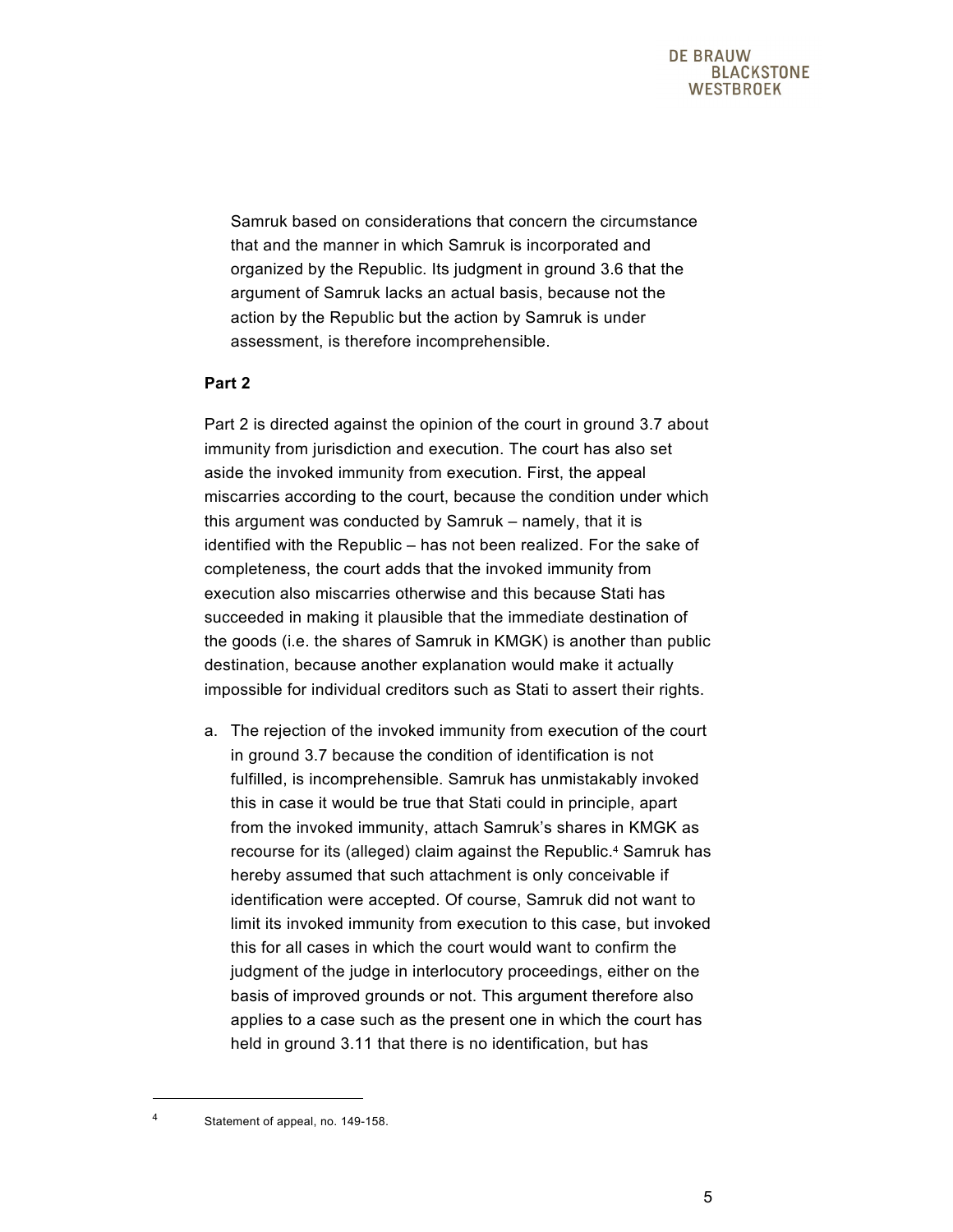Samruk based on considerations that concern the circumstance that and the manner in which Samruk is incorporated and organized by the Republic. Its judgment in ground 3.6 that the argument of Samruk lacks an actual basis, because not the action by the Republic but the action by Samruk is under assessment, is therefore incomprehensible.

**Part 2**

Part 2 is directed against the opinion of the court in ground 3.7 about immunity from jurisdiction and execution. The court has also set aside the invoked immunity from execution. First, the appeal miscarries according to the court, because the condition under which this argument was conducted by Samruk – namely, that it is identified with the Republic – has not been realized. For the sake of completeness, the court adds that the invoked immunity from execution also miscarries otherwise and this because Stati has succeeded in making it plausible that the immediate destination of the goods (i.e. the shares of Samruk in KMGK) is another than public destination, because another explanation would make it actually impossible for individual creditors such as Stati to assert their rights.

a. The rejection of the invoked immunity from execution of the court in ground 3.7 because the condition of identification is not fulfilled, is incomprehensible. Samruk has unmistakably invoked this in case it would be true that Stati could in principle, apart from the invoked immunity, attach Samruk's shares in KMGK as recourse for its (alleged) claim against the Republic.[4] Samruk has hereby assumed that such attachment is only conceivable if identification were accepted. Of course, Samruk did not want to limit its invoked immunity from execution to this case, but invoked this for all cases in which the court would want to confirm the judgment of the judge in interlocutory proceedings, either on the basis of improved grounds or not. This argument therefore also applies to a case such as the present one in which the court has held in ground 3.11 that there is no identification, but has

[4] Statement of appeal, no. 149-158.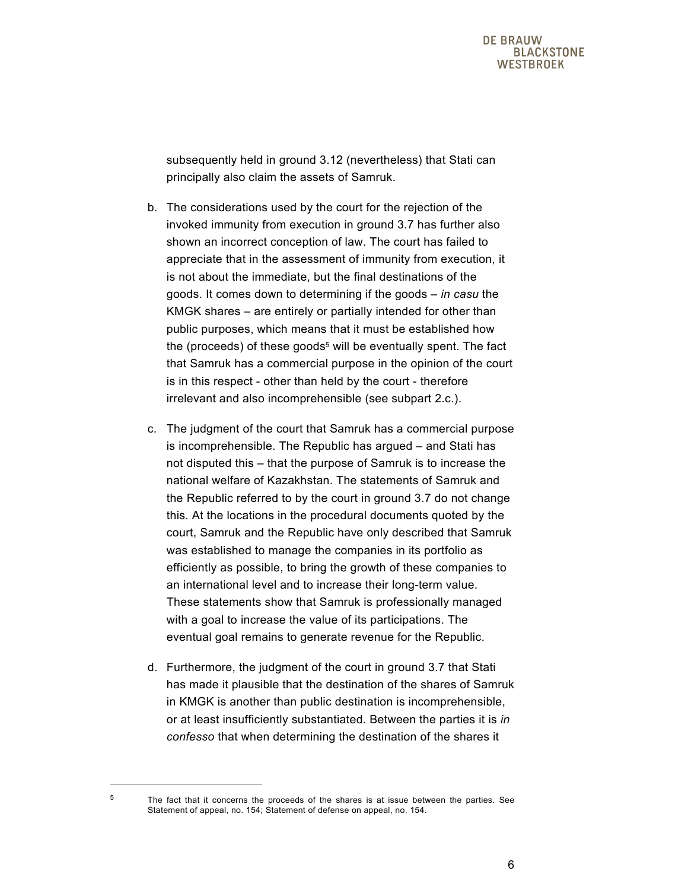subsequently held in ground 3.12 (nevertheless) that Stati can principally also claim the assets of Samruk.

b. The considerations used by the court for the rejection of the invoked immunity from execution in ground 3.7 has further also shown an incorrect conception of law. The court has failed to appreciate that in the assessment of immunity from execution, it is not about the immediate, but the final destinations of the goods. It comes down to determining if the goods – *in casu* the KMGK shares – are entirely or partially intended for other than public purposes, which means that it must be established how the (proceeds) of these goods[5] will be eventually spent. The fact that Samruk has a commercial purpose in the opinion of the court is in this respect - other than held by the court - therefore irrelevant and also incomprehensible (see subpart 2.c.).

c. The judgment of the court that Samruk has a commercial purpose is incomprehensible. The Republic has argued – and Stati has not disputed this – that the purpose of Samruk is to increase the national welfare of Kazakhstan. The statements of Samruk and the Republic referred to by the court in ground 3.7 do not change this. At the locations in the procedural documents quoted by the court, Samruk and the Republic have only described that Samruk was established to manage the companies in its portfolio as efficiently as possible, to bring the growth of these companies to an international level and to increase their long-term value. These statements show that Samruk is professionally managed with a goal to increase the value of its participations. The eventual goal remains to generate revenue for the Republic.

d. Furthermore, the judgment of the court in ground 3.7 that Stati has made it plausible that the destination of the shares of Samruk in KMGK is another than public destination is incomprehensible, or at least insufficiently substantiated. Between the parties it is *in confesso* that when determining the destination of the shares it

---

[5] The fact that it concerns the proceeds of the shares is at issue between the parties. See Statement of appeal, no. 154; Statement of defense on appeal, no. 154.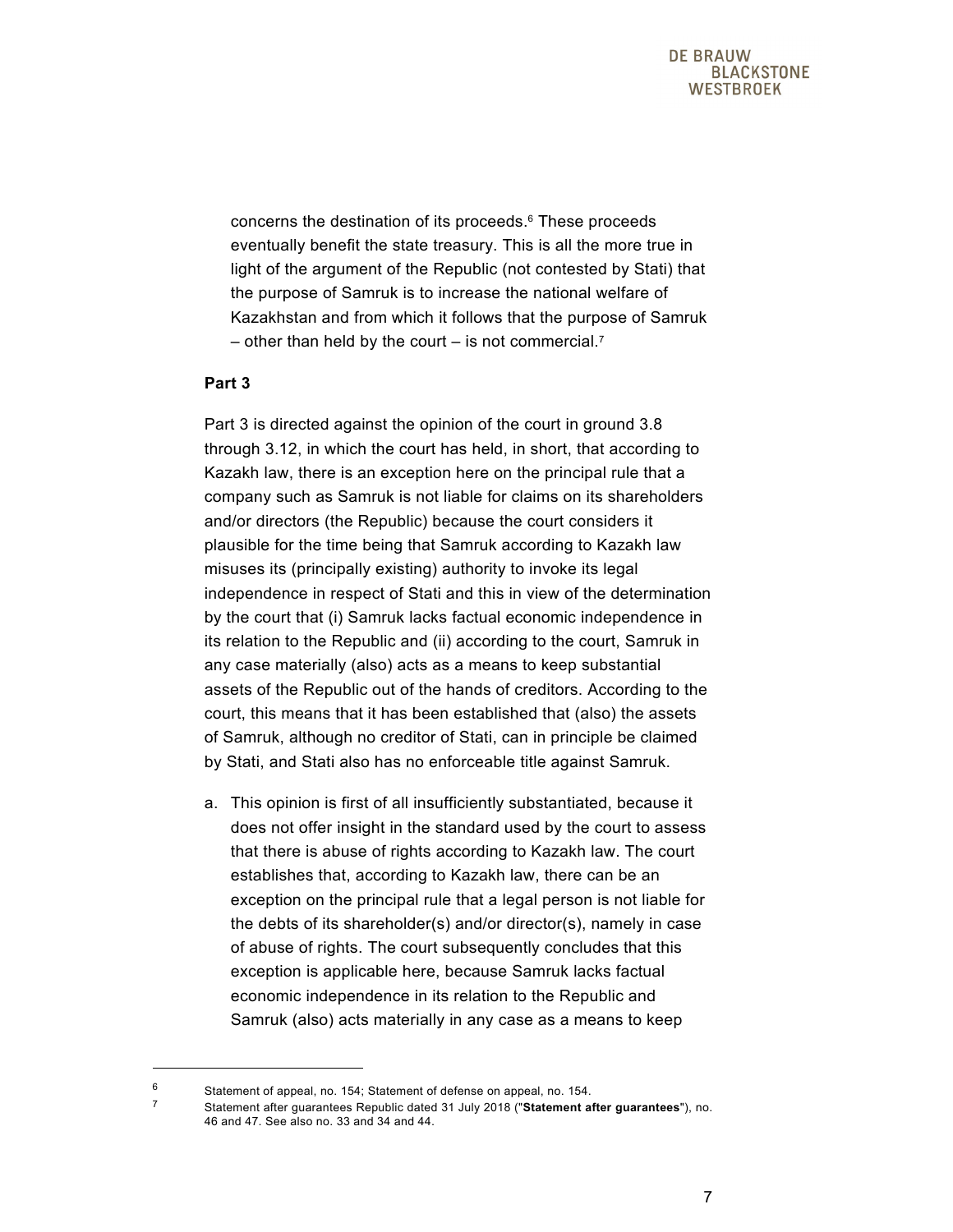concerns the destination of its proceeds.[6] These proceeds eventually benefit the state treasury. This is all the more true in light of the argument of the Republic (not contested by Stati) that the purpose of Samruk is to increase the national welfare of Kazakhstan and from which it follows that the purpose of Samruk – other than held by the court – is not commercial.[7]

**Part 3**

Part 3 is directed against the opinion of the court in ground 3.8 through 3.12, in which the court has held, in short, that according to Kazakh law, there is an exception here on the principal rule that a company such as Samruk is not liable for claims on its shareholders and/or directors (the Republic) because the court considers it plausible for the time being that Samruk according to Kazakh law misuses its (principally existing) authority to invoke its legal independence in respect of Stati and this in view of the determination by the court that (i) Samruk lacks factual economic independence in its relation to the Republic and (ii) according to the court, Samruk in any case materially (also) acts as a means to keep substantial assets of the Republic out of the hands of creditors. According to the court, this means that it has been established that (also) the assets of Samruk, although no creditor of Stati, can in principle be claimed by Stati, and Stati also has no enforceable title against Samruk.

a. This opinion is first of all insufficiently substantiated, because it does not offer insight in the standard used by the court to assess that there is abuse of rights according to Kazakh law. The court establishes that, according to Kazakh law, there can be an exception on the principal rule that a legal person is not liable for the debts of its shareholder(s) and/or director(s), namely in case of abuse of rights. The court subsequently concludes that this exception is applicable here, because Samruk lacks factual economic independence in its relation to the Republic and Samruk (also) acts materially in any case as a means to keep

---

[6] Statement of appeal, no. 154; Statement of defense on appeal, no. 154.

[7] Statement after guarantees Republic dated 31 July 2018 ("**Statement after guarantees**"), no. 46 and 47. See also no. 33 and 34 and 44.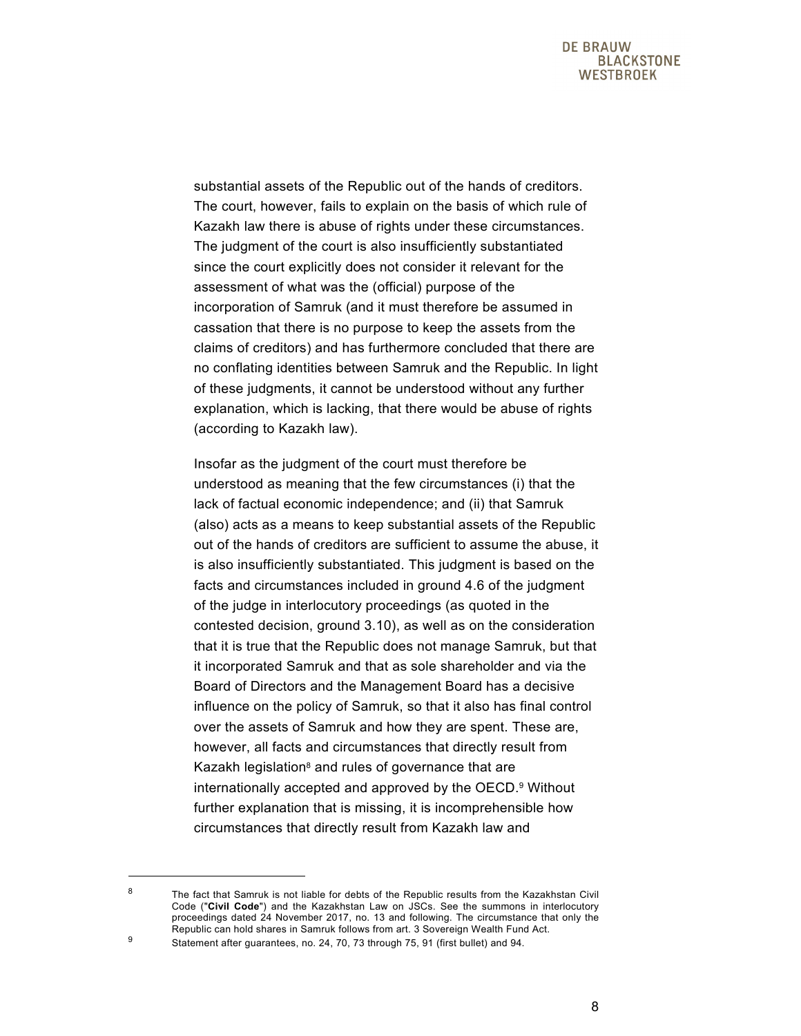substantial assets of the Republic out of the hands of creditors. The court, however, fails to explain on the basis of which rule of Kazakh law there is abuse of rights under these circumstances. The judgment of the court is also insufficiently substantiated since the court explicitly does not consider it relevant for the assessment of what was the (official) purpose of the incorporation of Samruk (and it must therefore be assumed in cassation that there is no purpose to keep the assets from the claims of creditors) and has furthermore concluded that there are no conflating identities between Samruk and the Republic. In light of these judgments, it cannot be understood without any further explanation, which is lacking, that there would be abuse of rights (according to Kazakh law).

Insofar as the judgment of the court must therefore be understood as meaning that the few circumstances (i) that the lack of factual economic independence; and (ii) that Samruk (also) acts as a means to keep substantial assets of the Republic out of the hands of creditors are sufficient to assume the abuse, it is also insufficiently substantiated. This judgment is based on the facts and circumstances included in ground 4.6 of the judgment of the judge in interlocutory proceedings (as quoted in the contested decision, ground 3.10), as well as on the consideration that it is true that the Republic does not manage Samruk, but that it incorporated Samruk and that as sole shareholder and via the Board of Directors and the Management Board has a decisive influence on the policy of Samruk, so that it also has final control over the assets of Samruk and how they are spent. These are, however, all facts and circumstances that directly result from Kazakh legislation[8] and rules of governance that are internationally accepted and approved by the OECD.[9] Without further explanation that is missing, it is incomprehensible how circumstances that directly result from Kazakh law and

---

[8] The fact that Samruk is not liable for debts of the Republic results from the Kazakhstan Civil Code ("**Civil Code**") and the Kazakhstan Law on JSCs. See the summons in interlocutory proceedings dated 24 November 2017, no. 13 and following. The circumstance that only the Republic can hold shares in Samruk follows from art. 3 Sovereign Wealth Fund Act.

[9] Statement after guarantees, no. 24, 70, 73 through 75, 91 (first bullet) and 94.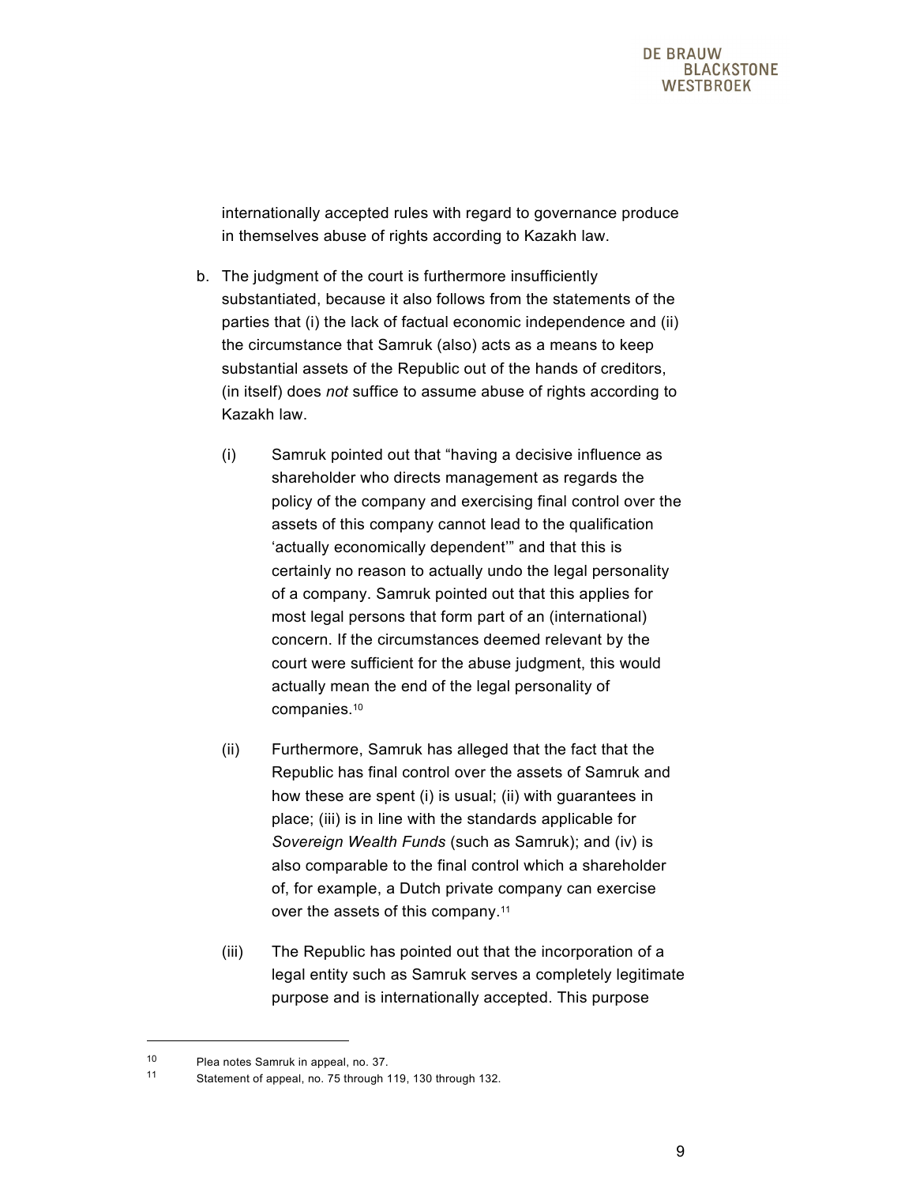internationally accepted rules with regard to governance produce in themselves abuse of rights according to Kazakh law.

b. The judgment of the court is furthermore insufficiently substantiated, because it also follows from the statements of the parties that (i) the lack of factual economic independence and (ii) the circumstance that Samruk (also) acts as a means to keep substantial assets of the Republic out of the hands of creditors, (in itself) does *not* suffice to assume abuse of rights according to Kazakh law.

   (i) Samruk pointed out that "having a decisive influence as shareholder who directs management as regards the policy of the company and exercising final control over the assets of this company cannot lead to the qualification 'actually economically dependent'" and that this is certainly no reason to actually undo the legal personality of a company. Samruk pointed out that this applies for most legal persons that form part of an (international) concern. If the circumstances deemed relevant by the court were sufficient for the abuse judgment, this would actually mean the end of the legal personality of companies.[10]

   (ii) Furthermore, Samruk has alleged that the fact that the Republic has final control over the assets of Samruk and how these are spent (i) is usual; (ii) with guarantees in place; (iii) is in line with the standards applicable for *Sovereign Wealth Funds* (such as Samruk); and (iv) is also comparable to the final control which a shareholder of, for example, a Dutch private company can exercise over the assets of this company.[11]

   (iii) The Republic has pointed out that the incorporation of a legal entity such as Samruk serves a completely legitimate purpose and is internationally accepted. This purpose

---

[10] Plea notes Samruk in appeal, no. 37.

[11] Statement of appeal, no. 75 through 119, 130 through 132.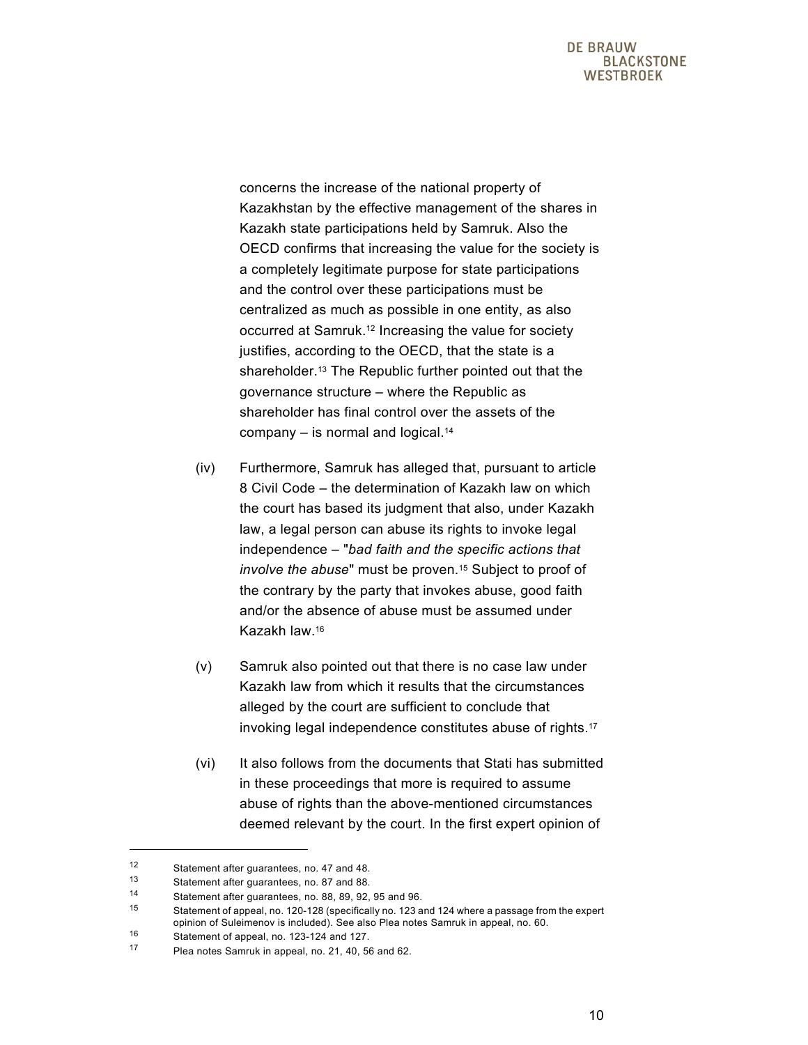concerns the increase of the national property of Kazakhstan by the effective management of the shares in Kazakh state participations held by Samruk. Also the OECD confirms that increasing the value for the society is a completely legitimate purpose for state participations and the control over these participations must be centralized as much as possible in one entity, as also occurred at Samruk.[12] Increasing the value for society justifies, according to the OECD, that the state is a shareholder.[13] The Republic further pointed out that the governance structure – where the Republic as shareholder has final control over the assets of the company – is normal and logical.[14]

(iv) Furthermore, Samruk has alleged that, pursuant to article 8 Civil Code – the determination of Kazakh law on which the court has based its judgment that also, under Kazakh law, a legal person can abuse its rights to invoke legal independence – "*bad faith and the specific actions that involve the abuse*" must be proven.[15] Subject to proof of the contrary by the party that invokes abuse, good faith and/or the absence of abuse must be assumed under Kazakh law.[16]

(v) Samruk also pointed out that there is no case law under Kazakh law from which it results that the circumstances alleged by the court are sufficient to conclude that invoking legal independence constitutes abuse of rights.[17]

(vi) It also follows from the documents that Stati has submitted in these proceedings that more is required to assume abuse of rights than the above-mentioned circumstances deemed relevant by the court. In the first expert opinion of

---

[12] Statement after guarantees, no. 47 and 48.

[13] Statement after guarantees, no. 87 and 88.

[14] Statement after guarantees, no. 88, 89, 92, 95 and 96.

[15] Statement of appeal, no. 120-128 (specifically no. 123 and 124 where a passage from the expert opinion of Suleimenov is included). See also Plea notes Samruk in appeal, no. 60.

[16] Statement of appeal, no. 123-124 and 127.

[17] Plea notes Samruk in appeal, no. 21, 40, 56 and 62.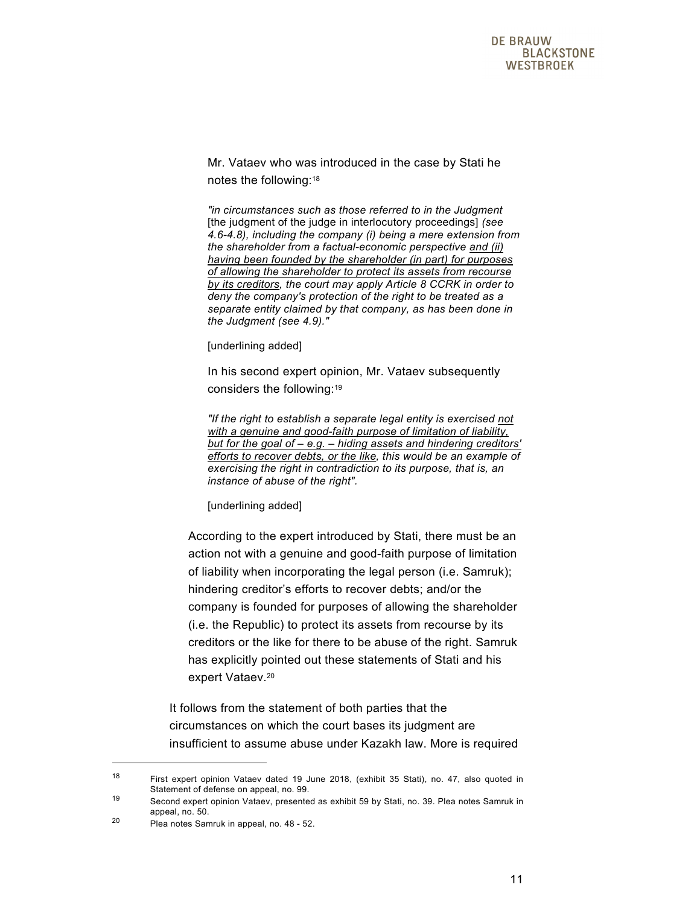Mr. Vataev who was introduced in the case by Stati he notes the following:[18]

> *"in circumstances such as those referred to in the Judgment* [the judgment of the judge in interlocutory proceedings] *(see 4.6-4.8), including the company (i) being a mere extension from the shareholder from a factual-economic perspective <u>and (ii) having been founded by the shareholder (in part) for purposes of allowing the shareholder to protect its assets from recourse by its creditors</u>, the court may apply Article 8 CCRK in order to deny the company's protection of the right to be treated as a separate entity claimed by that company, as has been done in the Judgment (see 4.9)."*
>
> [underlining added]

In his second expert opinion, Mr. Vataev subsequently considers the following:[19]

> *"If the right to establish a separate legal entity is exercised <u>not with a genuine and good-faith purpose of limitation of liability, but for the goal of – e.g. – hiding assets and hindering creditors' efforts to recover debts, or the like</u>, this would be an example of exercising the right in contradiction to its purpose, that is, an instance of abuse of the right".*
>
> [underlining added]

According to the expert introduced by Stati, there must be an action not with a genuine and good-faith purpose of limitation of liability when incorporating the legal person (i.e. Samruk); hindering creditor's efforts to recover debts; and/or the company is founded for purposes of allowing the shareholder (i.e. the Republic) to protect its assets from recourse by its creditors or the like for there to be abuse of the right. Samruk has explicitly pointed out these statements of Stati and his expert Vataev.[20]

It follows from the statement of both parties that the circumstances on which the court bases its judgment are insufficient to assume abuse under Kazakh law. More is required

---

[18] First expert opinion Vataev dated 19 June 2018, (exhibit 35 Stati), no. 47, also quoted in Statement of defense on appeal, no. 99.

[19] Second expert opinion Vataev, presented as exhibit 59 by Stati, no. 39. Plea notes Samruk in appeal, no. 50.

[20] Plea notes Samruk in appeal, no. 48 - 52.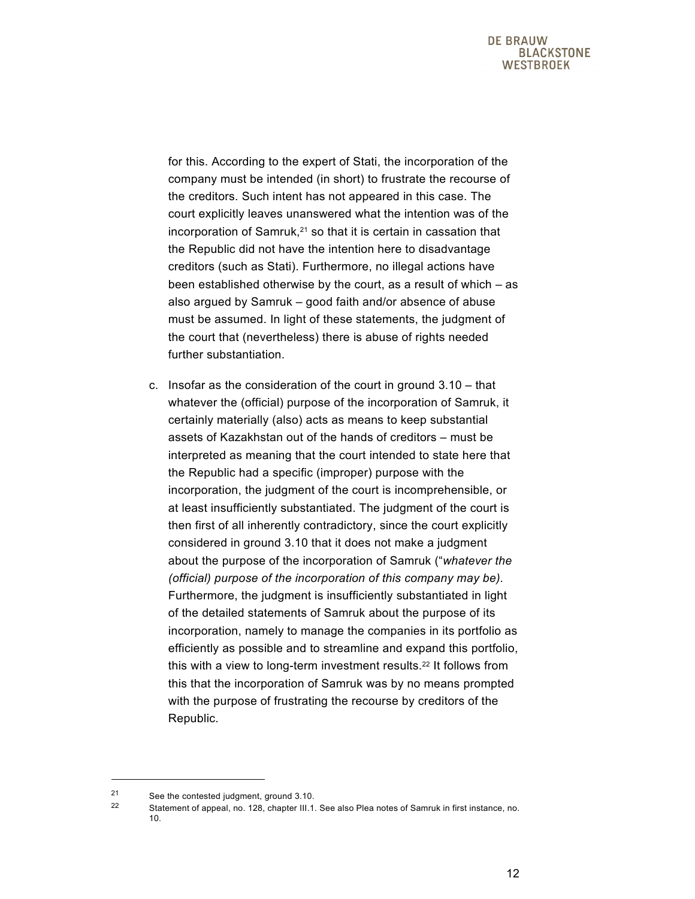for this. According to the expert of Stati, the incorporation of the company must be intended (in short) to frustrate the recourse of the creditors. Such intent has not appeared in this case. The court explicitly leaves unanswered what the intention was of the incorporation of Samruk,[21] so that it is certain in cassation that the Republic did not have the intention here to disadvantage creditors (such as Stati). Furthermore, no illegal actions have been established otherwise by the court, as a result of which – as also argued by Samruk – good faith and/or absence of abuse must be assumed. In light of these statements, the judgment of the court that (nevertheless) there is abuse of rights needed further substantiation.

c. Insofar as the consideration of the court in ground 3.10 – that whatever the (official) purpose of the incorporation of Samruk, it certainly materially (also) acts as means to keep substantial assets of Kazakhstan out of the hands of creditors – must be interpreted as meaning that the court intended to state here that the Republic had a specific (improper) purpose with the incorporation, the judgment of the court is incomprehensible, or at least insufficiently substantiated. The judgment of the court is then first of all inherently contradictory, since the court explicitly considered in ground 3.10 that it does not make a judgment about the purpose of the incorporation of Samruk ("*whatever the (official) purpose of the incorporation of this company may be).* Furthermore, the judgment is insufficiently substantiated in light of the detailed statements of Samruk about the purpose of its incorporation, namely to manage the companies in its portfolio as efficiently as possible and to streamline and expand this portfolio, this with a view to long-term investment results.[22] It follows from this that the incorporation of Samruk was by no means prompted with the purpose of frustrating the recourse by creditors of the Republic.

---

[21] See the contested judgment, ground 3.10.

[22] Statement of appeal, no. 128, chapter III.1. See also Plea notes of Samruk in first instance, no. 10.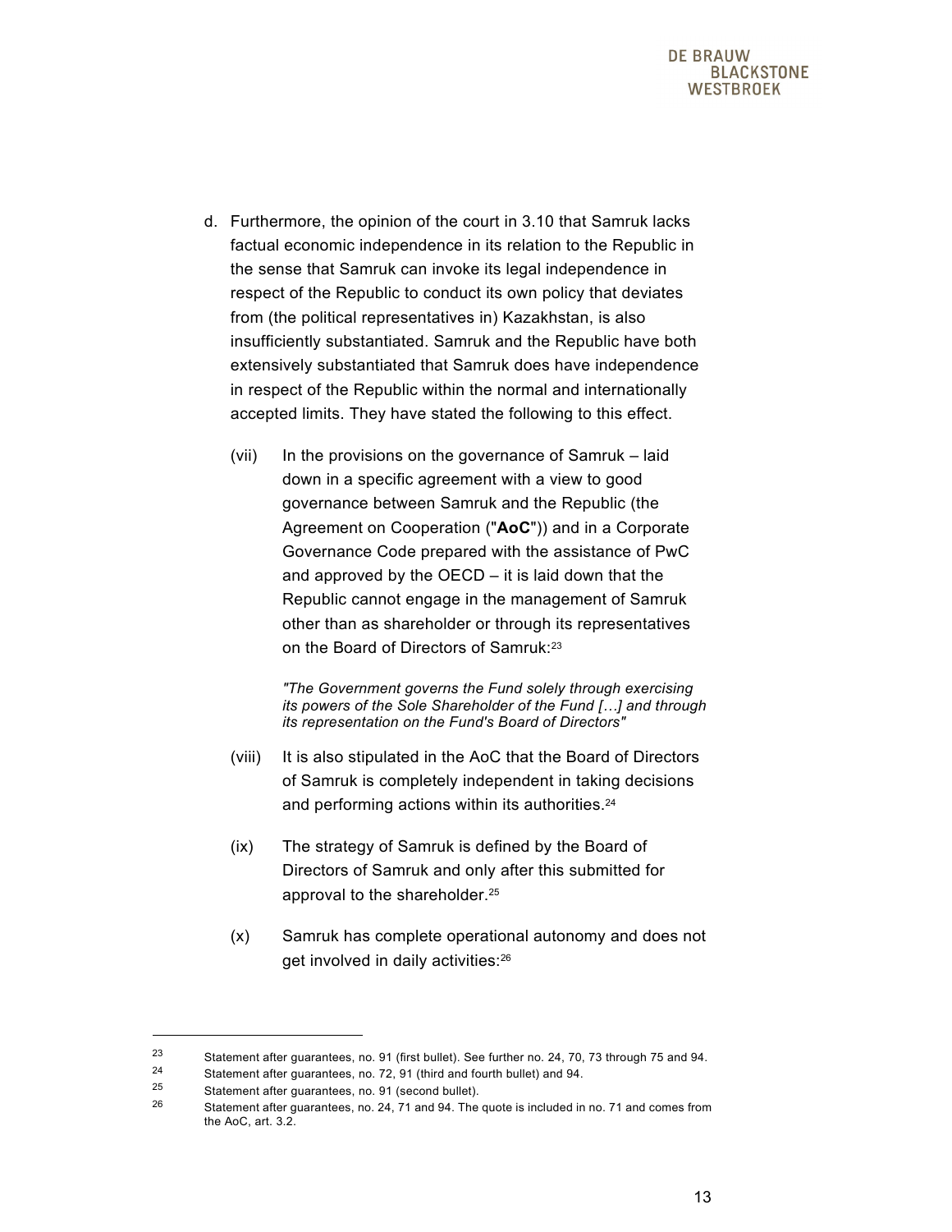d. Furthermore, the opinion of the court in 3.10 that Samruk lacks factual economic independence in its relation to the Republic in the sense that Samruk can invoke its legal independence in respect of the Republic to conduct its own policy that deviates from (the political representatives in) Kazakhstan, is also insufficiently substantiated. Samruk and the Republic have both extensively substantiated that Samruk does have independence in respect of the Republic within the normal and internationally accepted limits. They have stated the following to this effect.

   (vii) In the provisions on the governance of Samruk – laid down in a specific agreement with a view to good governance between Samruk and the Republic (the Agreement on Cooperation ("**AoC**")) and in a Corporate Governance Code prepared with the assistance of PwC and approved by the OECD – it is laid down that the Republic cannot engage in the management of Samruk other than as shareholder or through its representatives on the Board of Directors of Samruk:[23]

   > *"The Government governs the Fund solely through exercising its powers of the Sole Shareholder of the Fund […] and through its representation on the Fund's Board of Directors"*

   (viii) It is also stipulated in the AoC that the Board of Directors of Samruk is completely independent in taking decisions and performing actions within its authorities.[24]

   (ix) The strategy of Samruk is defined by the Board of Directors of Samruk and only after this submitted for approval to the shareholder.[25]

   (x) Samruk has complete operational autonomy and does not get involved in daily activities:[26]

---

[23] Statement after guarantees, no. 91 (first bullet). See further no. 24, 70, 73 through 75 and 94.

[24] Statement after guarantees, no. 72, 91 (third and fourth bullet) and 94.

[25] Statement after guarantees, no. 91 (second bullet).

[26] Statement after guarantees, no. 24, 71 and 94. The quote is included in no. 71 and comes from the AoC, art. 3.2.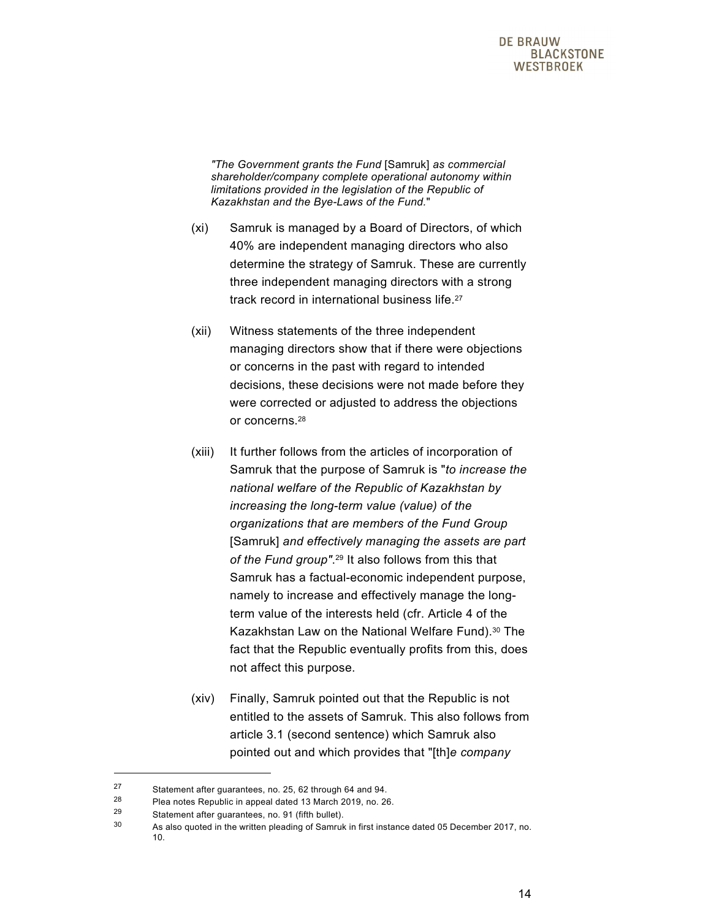*"The Government grants the Fund* [Samruk] *as commercial shareholder/company complete operational autonomy within limitations provided in the legislation of the Republic of Kazakhstan and the Bye-Laws of the Fund.*"

(xi) Samruk is managed by a Board of Directors, of which 40% are independent managing directors who also determine the strategy of Samruk. These are currently three independent managing directors with a strong track record in international business life.[27]

(xii) Witness statements of the three independent managing directors show that if there were objections or concerns in the past with regard to intended decisions, these decisions were not made before they were corrected or adjusted to address the objections or concerns.[28]

(xiii) It further follows from the articles of incorporation of Samruk that the purpose of Samruk is "*to increase the national welfare of the Republic of Kazakhstan by increasing the long-term value (value) of the organizations that are members of the Fund Group* [Samruk] *and effectively managing the assets are part of the Fund group"*.[29] It also follows from this that Samruk has a factual-economic independent purpose, namely to increase and effectively manage the long-term value of the interests held (cfr. Article 4 of the Kazakhstan Law on the National Welfare Fund).[30] The fact that the Republic eventually profits from this, does not affect this purpose.

(xiv) Finally, Samruk pointed out that the Republic is not entitled to the assets of Samruk. This also follows from article 3.1 (second sentence) which Samruk also pointed out and which provides that "[th]*e company*

---

[27] Statement after guarantees, no. 25, 62 through 64 and 94.

[28] Plea notes Republic in appeal dated 13 March 2019, no. 26.

[29] Statement after guarantees, no. 91 (fifth bullet).

[30] As also quoted in the written pleading of Samruk in first instance dated 05 December 2017, no. 10.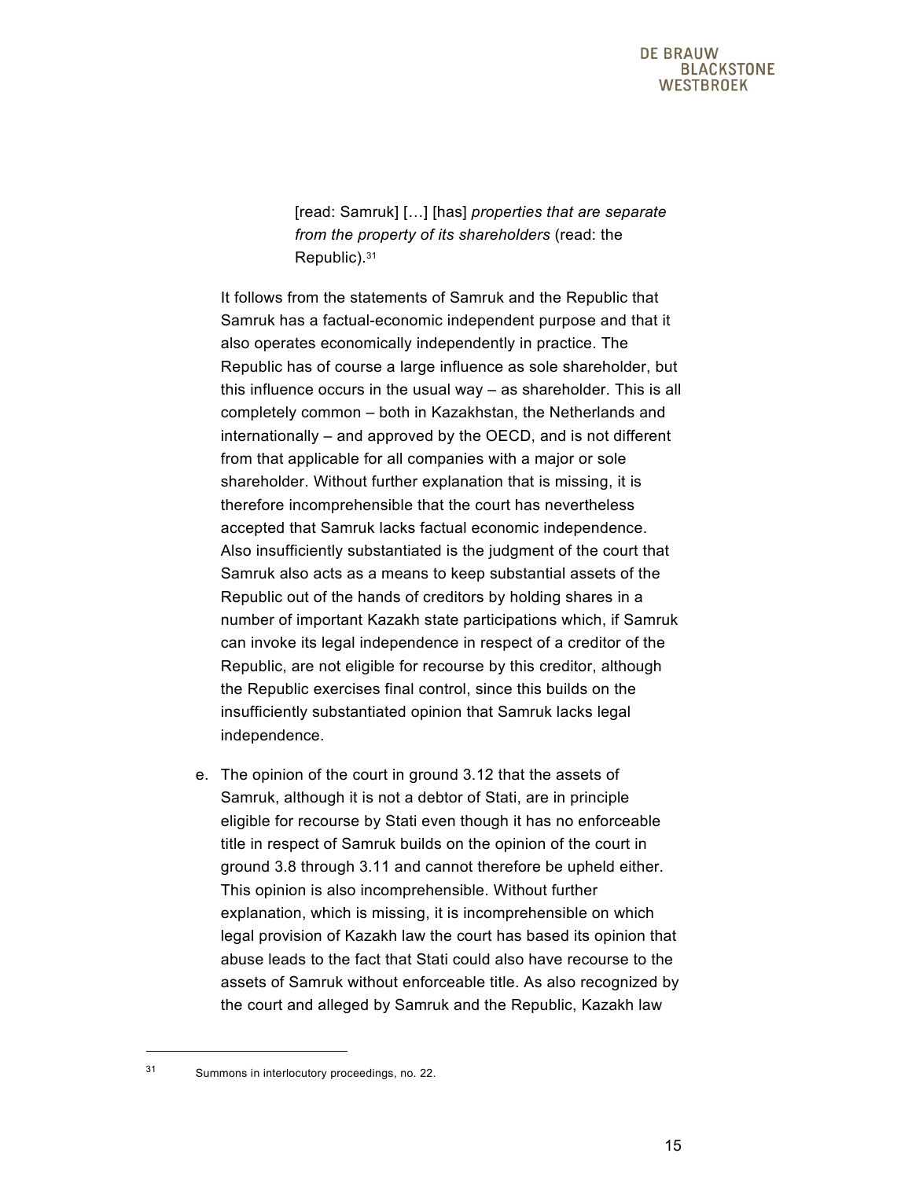> [read: Samruk] […] [has] *properties that are separate from the property of its shareholders* (read: the Republic).[31]

It follows from the statements of Samruk and the Republic that Samruk has a factual-economic independent purpose and that it also operates economically independently in practice. The Republic has of course a large influence as sole shareholder, but this influence occurs in the usual way – as shareholder. This is all completely common – both in Kazakhstan, the Netherlands and internationally – and approved by the OECD, and is not different from that applicable for all companies with a major or sole shareholder. Without further explanation that is missing, it is therefore incomprehensible that the court has nevertheless accepted that Samruk lacks factual economic independence. Also insufficiently substantiated is the judgment of the court that Samruk also acts as a means to keep substantial assets of the Republic out of the hands of creditors by holding shares in a number of important Kazakh state participations which, if Samruk can invoke its legal independence in respect of a creditor of the Republic, are not eligible for recourse by this creditor, although the Republic exercises final control, since this builds on the insufficiently substantiated opinion that Samruk lacks legal independence.

e. The opinion of the court in ground 3.12 that the assets of Samruk, although it is not a debtor of Stati, are in principle eligible for recourse by Stati even though it has no enforceable title in respect of Samruk builds on the opinion of the court in ground 3.8 through 3.11 and cannot therefore be upheld either. This opinion is also incomprehensible. Without further explanation, which is missing, it is incomprehensible on which legal provision of Kazakh law the court has based its opinion that abuse leads to the fact that Stati could also have recourse to the assets of Samruk without enforceable title. As also recognized by the court and alleged by Samruk and the Republic, Kazakh law

---

[31] Summons in interlocutory proceedings, no. 22.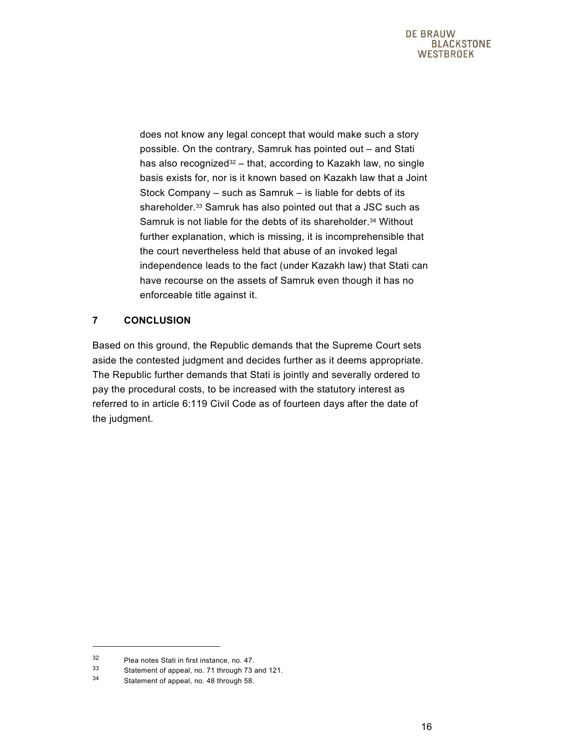does not know any legal concept that would make such a story possible. On the contrary, Samruk has pointed out – and Stati has also recognized[32] – that, according to Kazakh law, no single basis exists for, nor is it known based on Kazakh law that a Joint Stock Company – such as Samruk – is liable for debts of its shareholder.[33] Samruk has also pointed out that a JSC such as Samruk is not liable for the debts of its shareholder.[34] Without further explanation, which is missing, it is incomprehensible that the court nevertheless held that abuse of an invoked legal independence leads to the fact (under Kazakh law) that Stati can have recourse on the assets of Samruk even though it has no enforceable title against it.

## 7 CONCLUSION

Based on this ground, the Republic demands that the Supreme Court sets aside the contested judgment and decides further as it deems appropriate. The Republic further demands that Stati is jointly and severally ordered to pay the procedural costs, to be increased with the statutory interest as referred to in article 6:119 Civil Code as of fourteen days after the date of the judgment.

---

[32] Plea notes Stati in first instance, no. 47.

[33] Statement of appeal, no. 71 through 73 and 121.

[34] Statement of appeal, no. 48 through 58.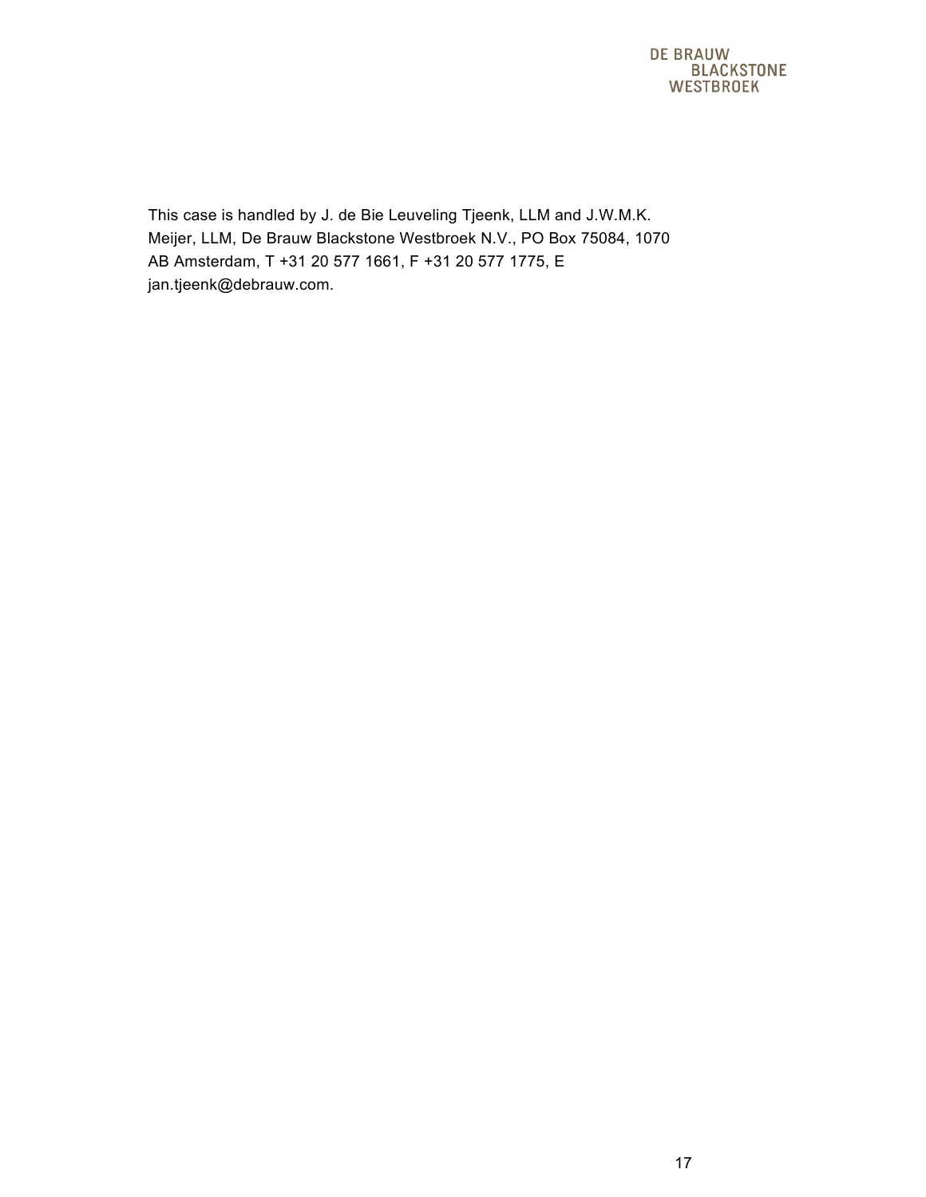This case is handled by J. de Bie Leuveling Tjeenk, LLM and J.W.M.K. Meijer, LLM, De Brauw Blackstone Westbroek N.V., PO Box 75084, 1070 AB Amsterdam, T +31 20 577 1661, F +31 20 577 1775, E jan.tjeenk@debrauw.com.